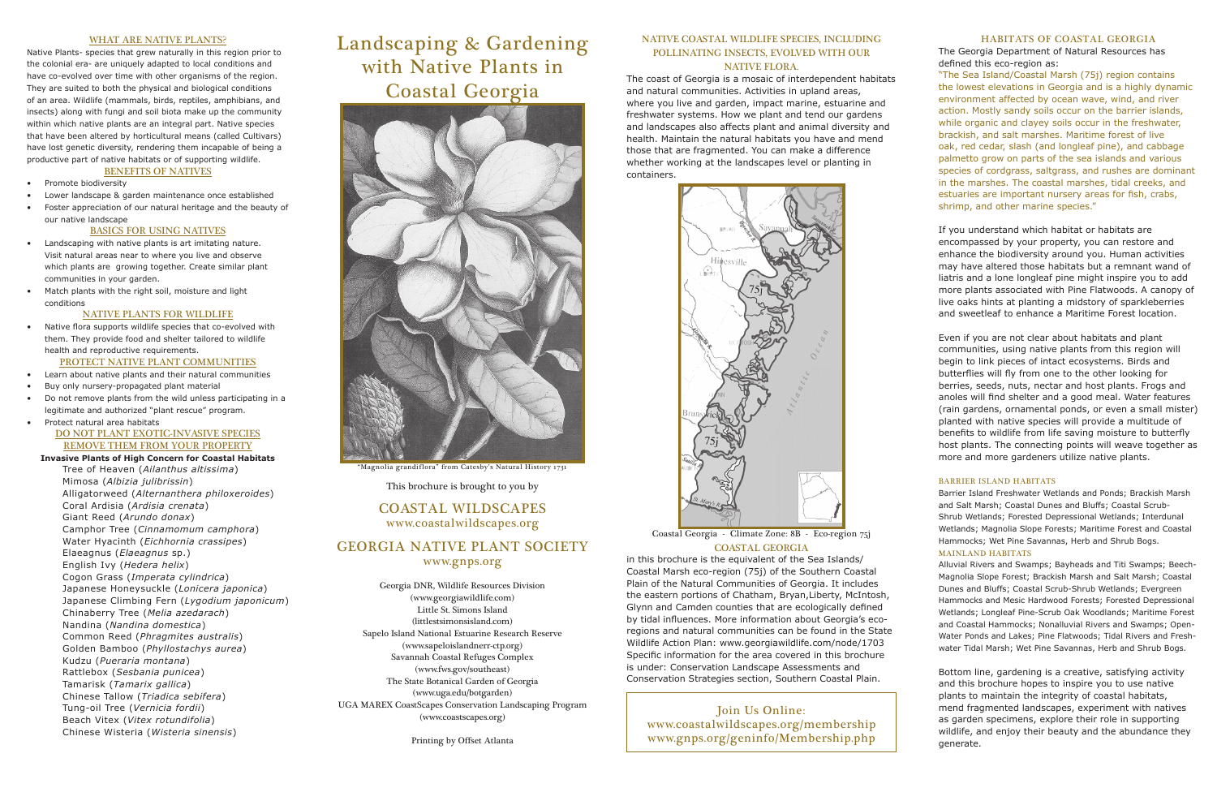## WHAT ARE NATIVE PLANTS?

Native Plants- species that grew naturally in this region prior to the colonial era- are uniquely adapted to local conditions and have co-evolved over time with other organisms of the region. They are suited to both the physical and biological conditions of an area. Wildlife (mammals, birds, reptiles, amphibians, and insects) along with fungi and soil biota make up the community within which native plants are an integral part. Native species that have been altered by horticultural means (called Cultivars) have lost genetic diversity, rendering them incapable of being a productive part of native habitats or of supporting wildlife.

### BENEFITS OF NATIVES

- Promote biodiversity
- Lower landscape & garden maintenance once established
- Foster appreciation of our natural heritage and the beauty of our native landscape

### BASICS FOR USING NATIVES

- Landscaping with native plants is art imitating nature. Visit natural areas near to where you live and observe which plants are growing together. Create similar plant communities in your garden.
- Match plants with the right soil, moisture and light conditions

### NATIVE PLANTS FOR WILDLIFE

- Native flora supports wildlife species that co-evolved with them. They provide food and shelter tailored to wildlife health and reproductive requirements.

### PROTECT NATIVE PLANT COMMUNITIES

- Learn about native plants and their natural communities
- Buy only nursery-propagated plant material
- Do not remove plants from the wild unless participating in a legitimate and authorized "plant rescue" program.
- Protect natural area habitats

### DO NOT PLANT EXOTIC-INVASIVE SPECIES REMOVE THEM FROM YOUR PROPERTY

**Invasive Plants of High Concern for Coastal Habitats**

Tree of Heaven (*Ailanthus altissima*)
Mimosa (*Albizia julibrissin*)
Alligatorweed (*Alternanthera philoxeroides*)
Coral Ardisia (*Ardisia crenata*)
Giant Reed (*Arundo donax*)
Camphor Tree (*Cinnamomum camphora*)
Water Hyacinth (*Eichhornia crassipes*)
Elaeagnus (*Elaeagnus* sp.)
English Ivy (*Hedera helix*)
Cogon Grass (*Imperata cylindrica*)
Japanese Honeysuckle (*Lonicera japonica*)
Japanese Climbing Fern (*Lygodium japonicum*)
Chinaberry Tree (*Melia azedarach*)
Nandina (*Nandina domestica*)
Common Reed (*Phragmites australis*)
Golden Bamboo (*Phyllostachys aurea*)
Kudzu (*Pueraria montana*)
Rattlebox (*Sesbania punicea*)
Tamarisk (*Tamarix gallica*)
Chinese Tallow (*Triadica sebifera*)
Tung-oil Tree (*Vernicia fordii*)
Beach Vitex (*Vitex rotundifolia*)
Chinese Wisteria (*Wisteria sinensis*)

# Landscaping & Gardening with Native Plants in Coastal Georgia

"Magnolia grandiflora" from Catesby's Natural History 1731

This brochure is brought to you by

## COASTAL WILDSCAPES
www.coastalwildscapes.org

## GEORGIA NATIVE PLANT SOCIETY
www.gnps.org

Georgia DNR, Wildlife Resources Division
(www.georgiawildlife.com)
Little St. Simons Island
(littlestsimonsisland.com)
Sapelo Island National Estuarine Research Reserve
(www.sapeloislandnerr-ctp.org)
Savannah Coastal Refuges Complex
(www.fws.gov/southeast)
The State Botanical Garden of Georgia
(www.uga.edu/botgarden)
UGA MAREX CoastScapes Conservation Landscaping Program
(www.coastscapes.org)

Printing by Offset Atlanta

## NATIVE COASTAL WILDLIFE SPECIES, INCLUDING POLLINATING INSECTS, EVOLVED WITH OUR NATIVE FLORA.

The coast of Georgia is a mosaic of interdependent habitats and natural communities. Activities in upland areas, where you live and garden, impact marine, estuarine and freshwater systems. How we plant and tend our gardens and landscapes also affects plant and animal diversity and health. Maintain the natural habitats you have and mend those that are fragmented. You can make a difference whether working at the landscapes level or planting in containers.

Coastal Georgia - Climate Zone: 8B - Eco-region 75j

### COASTAL GEORGIA

in this brochure is the equivalent of the Sea Islands/ Coastal Marsh eco-region (75j) of the Southern Coastal Plain of the Natural Communities of Georgia. It includes the eastern portions of Chatham, Bryan,Liberty, McIntosh, Glynn and Camden counties that are ecologically defined by tidal influences. More information about Georgia's eco-regions and natural communities can be found in the State Wildlife Action Plan: www.georgiawildlife.com/node/1703 Specific information for the area covered in this brochure is under: Conservation Landscape Assessments and Conservation Strategies section, Southern Coastal Plain.

**Join Us Online:**
www.coastalwildscapes.org/membership
www.gnps.org/geninfo/Membership.php

## HABITATS OF COASTAL GEORGIA

The Georgia Department of Natural Resources has defined this eco-region as:

"The Sea Island/Coastal Marsh (75j) region contains the lowest elevations in Georgia and is a highly dynamic environment affected by ocean wave, wind, and river action. Mostly sandy soils occur on the barrier islands, while organic and clayey soils occur in the freshwater, brackish, and salt marshes. Maritime forest of live oak, red cedar, slash (and longleaf pine), and cabbage palmetto grow on parts of the sea islands and various species of cordgrass, saltgrass, and rushes are dominant in the marshes. The coastal marshes, tidal creeks, and estuaries are important nursery areas for fish, crabs, shrimp, and other marine species."

If you understand which habitat or habitats are encompassed by your property, you can restore and enhance the biodiversity around you. Human activities may have altered those habitats but a remnant wand of liatris and a lone longleaf pine might inspire you to add more plants associated with Pine Flatwoods. A canopy of live oaks hints at planting a midstory of sparkleberries and sweetleaf to enhance a Maritime Forest location.

Even if you are not clear about habitats and plant communities, using native plants from this region will begin to link pieces of intact ecosystems. Birds and butterflies will fly from one to the other looking for berries, seeds, nuts, nectar and host plants. Frogs and anoles will find shelter and a good meal. Water features (rain gardens, ornamental ponds, or even a small mister) planted with native species will provide a multitude of benefits to wildlife from life saving moisture to butterfly host plants. The connecting points will weave together as more and more gardeners utilize native plants.

### BARRIER ISLAND HABITATS

Barrier Island Freshwater Wetlands and Ponds; Brackish Marsh and Salt Marsh; Coastal Dunes and Bluffs; Coastal Scrub-Shrub Wetlands; Forested Depressional Wetlands; Interdunal Wetlands; Magnolia Slope Forests; Maritime Forest and Coastal Hammocks; Wet Pine Savannas, Herb and Shrub Bogs.

### MAINLAND HABITATS

Alluvial Rivers and Swamps; Bayheads and Titi Swamps; Beech-Magnolia Slope Forest; Brackish Marsh and Salt Marsh; Coastal Dunes and Bluffs; Coastal Scrub-Shrub Wetlands; Evergreen Hammocks and Mesic Hardwood Forests; Forested Depressional Wetlands; Longleaf Pine-Scrub Oak Woodlands; Maritime Forest and Coastal Hammocks; Nonalluvial Rivers and Swamps; Open-Water Ponds and Lakes; Pine Flatwoods; Tidal Rivers and Fresh-water Tidal Marsh; Wet Pine Savannas, Herb and Shrub Bogs.

Bottom line, gardening is a creative, satisfying activity and this brochure hopes to inspire you to use native plants to maintain the integrity of coastal habitats, mend fragmented landscapes, experiment with natives as garden specimens, explore their role in supporting wildlife, and enjoy their beauty and the abundance they generate.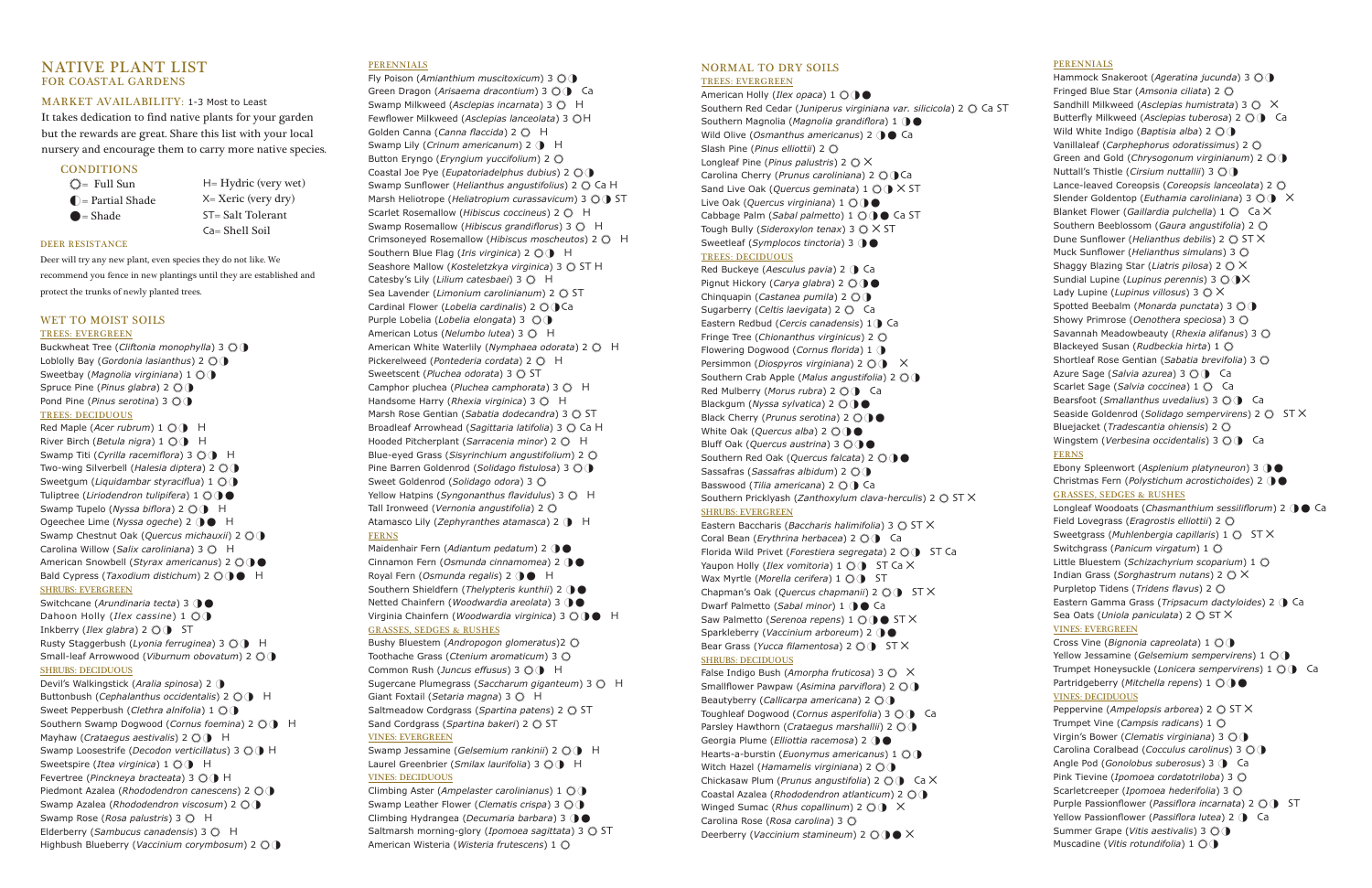# NATIVE PLANT LIST
## FOR COASTAL GARDENS

**MARKET AVAILABILITY:** 1-3 Most to Least

It takes dedication to find native plants for your garden but the rewards are great. Share this list with your local nursery and encourage them to carry more native species.

### CONDITIONS

- ○ = Full Sun
- ◐ = Partial Shade
- ● = Shade
- H = Hydric (very wet)
- X = Xeric (very dry)
- ST = Salt Tolerant
- Ca = Shell Soil

### DEER RESISTANCE

Deer will try any new plant, even species they do not like. We recommend you fence in new plantings until they are established and protect the trunks of newly planted trees.

## WET TO MOIST SOILS

### TREES: EVERGREEN

Buckwheat Tree (*Cliftonia monophylla*) 3 ○◐
Loblolly Bay (*Gordonia lasianthus*) 2 ○◐
Sweetbay (*Magnolia virginiana*) 1 ○◐
Spruce Pine (*Pinus glabra*) 2 ○◐
Pond Pine (*Pinus serotina*) 3 ○◐

### TREES: DECIDUOUS

Red Maple (*Acer rubrum*) 1 ○◐ H
River Birch (*Betula nigra*) 1 ○◐ H
Swamp Titi (*Cyrilla racemiflora*) 3 ○◐ H
Two-wing Silverbell (*Halesia diptera*) 2 ○◐
Sweetgum (*Liquidambar styraciflua*) 1 ○◐
Tuliptree (*Liriodendron tulipifera*) 1 ○◐●
Swamp Tupelo (*Nyssa biflora*) 2 ○◐ H
Ogeechee Lime (*Nyssa ogeche*) 2 ◐● H
Swamp Chestnut Oak (*Quercus michauxii*) 2 ○◐
Carolina Willow (*Salix caroliniana*) 3 ○ H
American Snowbell (*Styrax americanus*) 2 ○◐●
Bald Cypress (*Taxodium distichum*) 2 ○◐● H

### SHRUBS: EVERGREEN

Switchcane (*Arundinaria tecta*) 3 ◐●
Dahoon Holly (*Ilex cassine*) 1 ○◐
Inkberry (*Ilex glabra*) 2 ○◐ ST
Rusty Staggerbush (*Lyonia ferruginea*) 3 ○◐ H
Small-leaf Arrowwood (*Viburnum obovatum*) 2 ○◐

### SHRUBS: DECIDUOUS

Devil's Walkingstick (*Aralia spinosa*) 2 ◐
Buttonbush (*Cephalanthus occidentalis*) 2 ○◐ H
Sweet Pepperbush (*Clethra alnifolia*) 1 ○◐
Southern Swamp Dogwood (*Cornus foemina*) 2 ○◐ H
Mayhaw (*Crataegus aestivalis*) 2 ○◐ H
Swamp Loosestrife (*Decodon verticillatus*) 3 ○◐ H
Sweetspire (*Itea virginica*) 1 ○◐ H
Fevertree (*Pinckneya bracteata*) 3 ○◐ H
Piedmont Azalea (*Rhododendron canescens*) 2 ○◐
Swamp Azalea (*Rhododendron viscosum*) 2 ○◐
Swamp Rose (*Rosa palustris*) 3 ○ H
Elderberry (*Sambucus canadensis*) 3 ○ H
Highbush Blueberry (*Vaccinium corymbosum*) 2 ○◐

### PERENNIALS

Fly Poison (*Amianthium muscitoxicum*) 3 ○◐
Green Dragon (*Arisaema dracontium*) 3 ○◐ Ca
Swamp Milkweed (*Asclepias incarnata*) 3 ○ H
Fewflower Milkweed (*Asclepias lanceolata*) 3 ○H
Golden Canna (*Canna flaccida*) 2 ○ H
Swamp Lily (*Crinum americanum*) 2 ◐ H
Button Eryngo (*Eryngium yuccifolium*) 2 ○
Coastal Joe Pye (*Eupatoriadelphus dubius*) 2 ○◐
Swamp Sunflower (*Helianthus angustifolius*) 2 ○ Ca H
Marsh Heliotrope (*Heliatropium curassavicum*) 3 ○◐ ST
Scarlet Rosemallow (*Hibiscus coccineus*) 2 ○ H
Swamp Rosemallow (*Hibiscus grandiflorus*) 3 ○ H
Crimsoneyed Rosemallow (*Hibiscus moscheutos*) 2 ○ H
Southern Blue Flag (*Iris virginica*) 2 ○◐ H
Seashore Mallow (*Kosteletzkya virginica*) 3 ○ ST H
Catesby's Lily (*Lilium catesbaei*) 3 ○ H
Sea Lavender (*Limonium carolinianum*) 2 ○ ST
Cardinal Flower (*Lobelia cardinalis*) 2 ○◐Ca
Purple Lobelia (*Lobelia elongata*) 3 ○◐
American Lotus (*Nelumbo lutea*) 3 ○ H
American White Waterlily (*Nymphaea odorata*) 2 ○ H
Pickerelweed (*Pontederia cordata*) 2 ○ H
Sweetscent (*Pluchea odorata*) 3 ○ ST
Camphor pluchea (*Pluchea camphorata*) 3 ○ H
Handsome Harry (*Rhexia virginica*) 3 ○ H
Marsh Rose Gentian (*Sabatia dodecandra*) 3 ○ ST
Broadleaf Arrowhead (*Sagittaria latifolia*) 3 ○ Ca H
Hooded Pitcherplant (*Sarracenia minor*) 2 ○ H
Blue-eyed Grass (*Sisyrinchium angustifolium*) 2 ○
Pine Barren Goldenrod (*Solidago fistulosa*) 3 ○◐
Sweet Goldenrod (*Solidago odora*) 3 ○
Yellow Hatpins (*Syngonanthus flavidulus*) 3 ○ H
Tall Ironweed (*Vernonia angustifolia*) 2 ○
Atamasco Lily (*Zephyranthes atamasca*) 2 ◐ H

### FERNS

Maidenhair Fern (*Adiantum pedatum*) 2 ◐●
Cinnamon Fern (*Osmunda cinnamomea*) 2 ◐●
Royal Fern (*Osmunda regalis*) 2 ◐● H
Southern Shieldfern (*Thelypteris kunthii*) 2 ◐●
Netted Chainfern (*Woodwardia areolata*) 3 ◐●
Virginia Chainfern (*Woodwardia virginica*) 3 ○◐● H

### GRASSES, SEDGES & RUSHES

Bushy Bluestem (*Andropogon glomeratus*)2 ○
Toothache Grass (*Ctenium aromaticum*) 3 ○
Common Rush (*Juncus effusus*) 3 ○◐ H
Sugercane Plumegrass (*Saccharum giganteum*) 3 ○ H
Giant Foxtail (*Setaria magna*) 3 ○ H
Saltmeadow Cordgrass (*Spartina patens*) 2 ○ ST
Sand Cordgrass (*Spartina bakeri*) 2 ○ ST

### VINES: EVERGREEN

Swamp Jessamine (*Gelsemium rankinii*) 2 ○◐ H
Laurel Greenbrier (*Smilax laurifolia*) 3 ○◐ H

### VINES: DECIDUOUS

Climbing Aster (*Ampelaster carolinianus*) 1 ○◐
Swamp Leather Flower (*Clematis crispa*) 3 ○◐
Climbing Hydrangea (*Decumaria barbara*) 3 ◐●
Saltmarsh morning-glory (*Ipomoea sagittata*) 3 ○ ST
American Wisteria (*Wisteria frutescens*) 1 ○

## NORMAL TO DRY SOILS

### TREES: EVERGREEN

American Holly (*Ilex opaca*) 1 ○◐●
Southern Red Cedar (*Juniperus virginiana var. silicicola*) 2 ○ Ca ST
Southern Magnolia (*Magnolia grandiflora*) 1 ◐●
Wild Olive (*Osmanthus americanus*) 2 ◐● Ca
Slash Pine (*Pinus elliottii*) 2 ○
Longleaf Pine (*Pinus palustris*) 2 ○ X
Carolina Cherry (*Prunus caroliniana*) 2 ○◐Ca
Sand Live Oak (*Quercus geminata*) 1 ○◐ X ST
Live Oak (*Quercus virginiana*) 1 ○◐●
Cabbage Palm (*Sabal palmetto*) 1 ○◐● Ca ST
Tough Bully (*Sideroxylon tenax*) 3 ○ X ST
Sweetleaf (*Symplocos tinctoria*) 3 ◐●

### TREES: DECIDUOUS

Red Buckeye (*Aesculus pavia*) 2 ◐ Ca
Pignut Hickory (*Carya glabra*) 2 ○◐●
Chinquapin (*Castanea pumila*) 2 ○◐
Sugarberry (*Celtis laevigata*) 2 ○ Ca
Eastern Redbud (*Cercis canadensis*) 1◐ Ca
Fringe Tree (*Chionanthus virginicus*) 2 ○
Flowering Dogwood (*Cornus florida*) 1 ◐
Persimmon (*Diospyros virginiana*) 2 ○◐ X
Southern Crab Apple (*Malus angustifolia*) 2 ○◐
Red Mulberry (*Morus rubra*) 2 ○◐ Ca
Blackgum (*Nyssa sylvatica*) 2 ○◐●
Black Cherry (*Prunus serotina*) 2 ○◐●
White Oak (*Quercus alba*) 2 ○◐●
Bluff Oak (*Quercus austrina*) 3 ○◐●
Southern Red Oak (*Quercus falcata*) 2 ○◐●
Sassafras (*Sassafras albidum*) 2 ○◐
Basswood (*Tilia americana*) 2 ○◐ Ca
Southern Pricklyash (*Zanthoxylum clava-herculis*) 2 ○ ST X

### SHRUBS: EVERGREEN

Eastern Baccharis (*Baccharis halimifolia*) 3 ○ ST X
Coral Bean (*Erythrina herbacea*) 2 ○◐ Ca
Florida Wild Privet (*Forestiera segregata*) 2 ○◐ ST Ca
Yaupon Holly (*Ilex vomitoria*) 1 ○◐ ST Ca X
Wax Myrtle (*Morella cerifera*) 1 ○◐ ST
Chapman's Oak (*Quercus chapmanii*) 2 ○◐ ST X
Dwarf Palmetto (*Sabal minor*) 1 ◐● Ca
Saw Palmetto (*Serenoa repens*) 1 ○◐● ST X
Sparkleberry (*Vaccinium arboreum*) 2 ◐●
Bear Grass (*Yucca filamentosa*) 2 ○◐ ST X

### SHRUBS: DECIDUOUS

False Indigo Bush (*Amorpha fruticosa*) 3 ○ X
Smallflower Pawpaw (*Asimina parviflora*) 2 ○◐
Beautyberry (*Callicarpa americana*) 2 ○◐
Toughleaf Dogwood (*Cornus asperifolia*) 3 ○◐ Ca
Parsley Hawthorn (*Crataegus marshallii*) 2 ○◐
Georgia Plume (*Elliottia racemosa*) 2 ◐●
Hearts-a-burstin (*Euonymus americanus*) 1 ○◐
Witch Hazel (*Hamamelis virginiana*) 2 ○◐
Chickasaw Plum (*Prunus angustifolia*) 2 ○◐ Ca X
Coastal Azalea (*Rhododendron atlanticum*) 2 ○◐
Winged Sumac (*Rhus copallinum*) 2 ○◐ X
Carolina Rose (*Rosa carolina*) 3 ○
Deerberry (*Vaccinium stamineum*) 2 ○◐● X

### PERENNIALS

Hammock Snakeroot (*Ageratina jucunda*) 3 ○◐
Fringed Blue Star (*Amsonia ciliata*) 2 ○
Sandhill Milkweed (*Asclepias humistrata*) 3 ○ X
Butterfly Milkweed (*Asclepias tuberosa*) 2 ○◐ Ca
Wild White Indigo (*Baptisia alba*) 2 ○◐
Vanillaleaf (*Carphephorus odoratissimus*) 2 ○
Green and Gold (*Chrysogonum virginianum*) 2 ○◐
Nuttall's Thistle (*Cirsium nuttallii*) 3 ○◐
Lance-leaved Coreopsis (*Coreopsis lanceolata*) 2 ○
Slender Goldentop (*Euthamia caroliniana*) 3 ○◐ X
Blanket Flower (*Gaillardia pulchella*) 1 ○ Ca X
Southern Beeblossom (*Gaura angustifolia*) 2 ○
Dune Sunflower (*Helianthus debilis*) 2 ○ ST X
Muck Sunflower (*Helianthus simulans*) 3 ○
Shaggy Blazing Star (*Liatris pilosa*) 2 ○ X
Sundial Lupine (*Lupinus perennis*) 3 ○◐X
Lady Lupine (*Lupinus villosus*) 3 ○ X
Spotted Beebalm (*Monarda punctata*) 3 ○◐
Showy Primrose (*Oenothera speciosa*) 3 ○
Savannah Meadowbeauty (*Rhexia alifanus*) 3 ○
Blackeyed Susan (*Rudbeckia hirta*) 1 ○
Shortleaf Rose Gentian (*Sabatia brevifolia*) 3 ○
Azure Sage (*Salvia azurea*) 3 ○◐ Ca
Scarlet Sage (*Salvia coccinea*) 1 ○ Ca
Bearsfoot (*Smallanthus uvedalius*) 3 ○◐ Ca
Seaside Goldenrod (*Solidago sempervirens*) 2 ○ ST X
Bluejacket (*Tradescantia ohiensis*) 2 ○
Wingstem (*Verbesina occidentalis*) 3 ○◐ Ca

### FERNS

Ebony Spleenwort (*Asplenium platyneuron*) 3 ◐●
Christmas Fern (*Polystichum acrostichoides*) 2 ◐●

### GRASSES, SEDGES & RUSHES

Longleaf Woodoats (*Chasmanthium sessiliflorum*) 2 ◐● Ca
Field Lovegrass (*Eragrostis elliottii*) 2 ○
Sweetgrass (*Muhlenbergia capillaris*) 1 ○ ST X
Switchgrass (*Panicum virgatum*) 1 ○
Little Bluestem (*Schizachyrium scoparium*) 1 ○
Indian Grass (*Sorghastrum nutans*) 2 ○ X
Purpletop Tidens (*Tridens flavus*) 2 ○
Eastern Gamma Grass (*Tripsacum dactyloides*) 2 ◐ Ca
Sea Oats (*Uniola paniculata*) 2 ○ ST X

### VINES: EVERGREEN

Cross Vine (*Bignonia capreolata*) 1 ○◐
Yellow Jessamine (*Gelsemium sempervirens*) 1 ○◐
Trumpet Honeysuckle (*Lonicera sempervirens*) 1 ○◐ Ca
Partridgeberry (*Mitchella repens*) 1 ○◐●

### VINES: DECIDUOUS

Peppervine (*Ampelopsis arborea*) 2 ○ ST X
Trumpet Vine (*Campsis radicans*) 1 ○
Virgin's Bower (*Clematis virginiana*) 3 ○◐
Carolina Coralbead (*Cocculus carolinus*) 3 ○◐
Angle Pod (*Gonolobus suberosus*) 3 ◐ Ca
Pink Tievine (*Ipomoea cordatotriloba*) 3 ○
Scarletcreeper (*Ipomoea hederifolia*) 3 ○
Purple Passionflower (*Passiflora incarnata*) 2 ○◐ ST
Yellow Passionflower (*Passiflora lutea*) 2 ◐ Ca
Summer Grape (*Vitis aestivalis*) 3 ○◐
Muscadine (*Vitis rotundifolia*) 1 ○◐